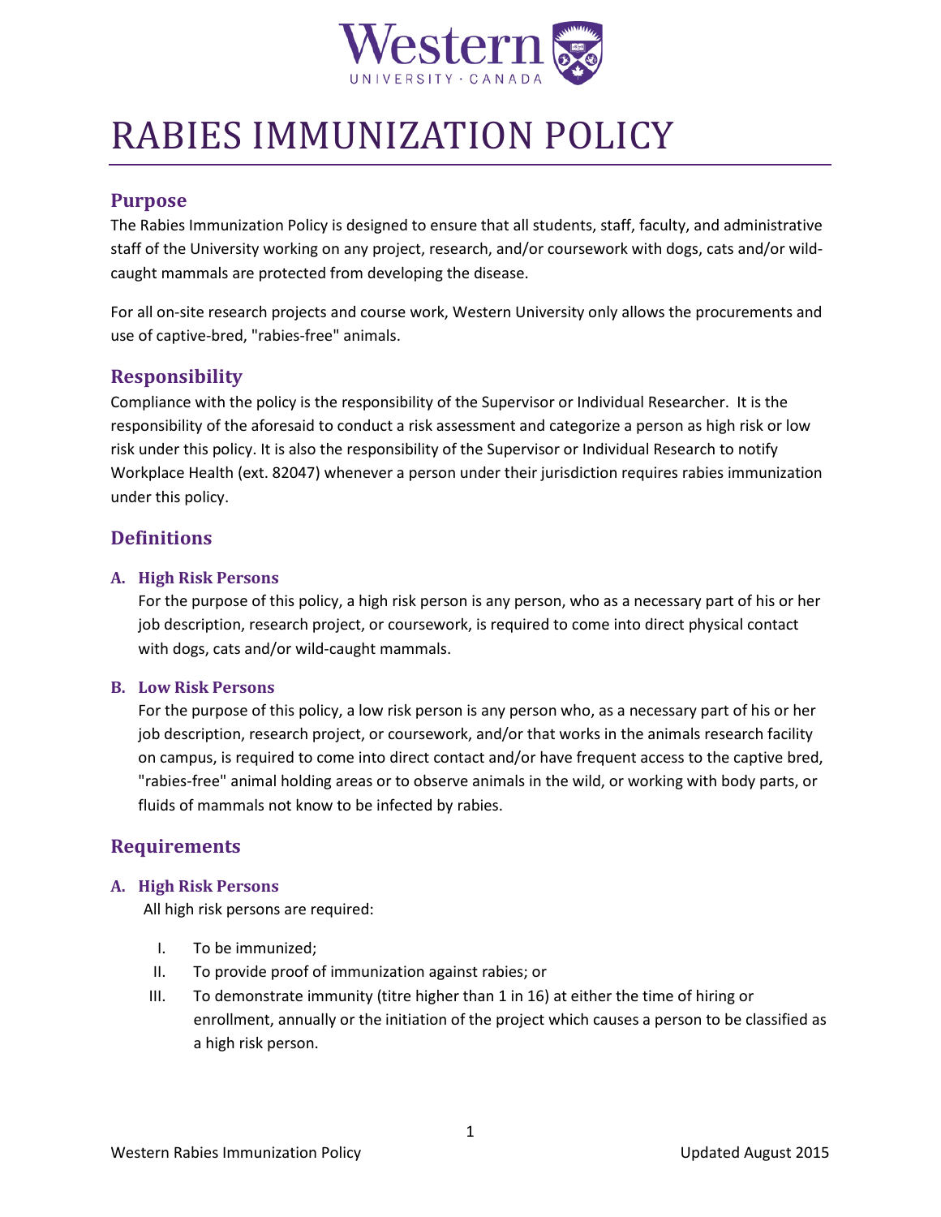Western
UNIVERSITY · CANADA

# RABIES IMMUNIZATION POLICY

## Purpose

The Rabies Immunization Policy is designed to ensure that all students, staff, faculty, and administrative staff of the University working on any project, research, and/or coursework with dogs, cats and/or wild-caught mammals are protected from developing the disease.

For all on-site research projects and course work, Western University only allows the procurements and use of captive-bred, "rabies-free" animals.

## Responsibility

Compliance with the policy is the responsibility of the Supervisor or Individual Researcher. It is the responsibility of the aforesaid to conduct a risk assessment and categorize a person as high risk or low risk under this policy. It is also the responsibility of the Supervisor or Individual Research to notify Workplace Health (ext. 82047) whenever a person under their jurisdiction requires rabies immunization under this policy.

## Definitions

### A. High Risk Persons

For the purpose of this policy, a high risk person is any person, who as a necessary part of his or her job description, research project, or coursework, is required to come into direct physical contact with dogs, cats and/or wild-caught mammals.

### B. Low Risk Persons

For the purpose of this policy, a low risk person is any person who, as a necessary part of his or her job description, research project, or coursework, and/or that works in the animals research facility on campus, is required to come into direct contact and/or have frequent access to the captive bred, "rabies-free" animal holding areas or to observe animals in the wild, or working with body parts, or fluids of mammals not know to be infected by rabies.

## Requirements

### A. High Risk Persons

All high risk persons are required:

I. To be immunized;
II. To provide proof of immunization against rabies; or
III. To demonstrate immunity (titre higher than 1 in 16) at either the time of hiring or enrollment, annually or the initiation of the project which causes a person to be classified as a high risk person.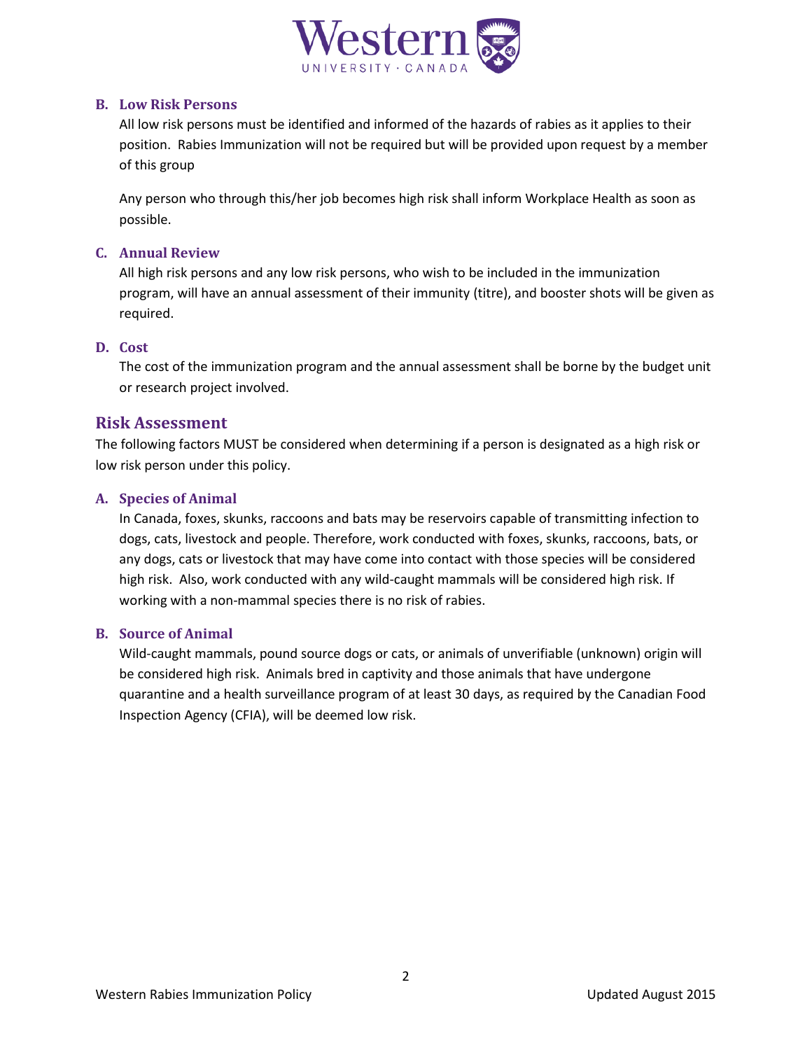### B. Low Risk Persons

All low risk persons must be identified and informed of the hazards of rabies as it applies to their position. Rabies Immunization will not be required but will be provided upon request by a member of this group

Any person who through this/her job becomes high risk shall inform Workplace Health as soon as possible.

### C. Annual Review

All high risk persons and any low risk persons, who wish to be included in the immunization program, will have an annual assessment of their immunity (titre), and booster shots will be given as required.

### D. Cost

The cost of the immunization program and the annual assessment shall be borne by the budget unit or research project involved.

## Risk Assessment

The following factors MUST be considered when determining if a person is designated as a high risk or low risk person under this policy.

### A. Species of Animal

In Canada, foxes, skunks, raccoons and bats may be reservoirs capable of transmitting infection to dogs, cats, livestock and people. Therefore, work conducted with foxes, skunks, raccoons, bats, or any dogs, cats or livestock that may have come into contact with those species will be considered high risk. Also, work conducted with any wild-caught mammals will be considered high risk. If working with a non-mammal species there is no risk of rabies.

### B. Source of Animal

Wild-caught mammals, pound source dogs or cats, or animals of unverifiable (unknown) origin will be considered high risk. Animals bred in captivity and those animals that have undergone quarantine and a health surveillance program of at least 30 days, as required by the Canadian Food Inspection Agency (CFIA), will be deemed low risk.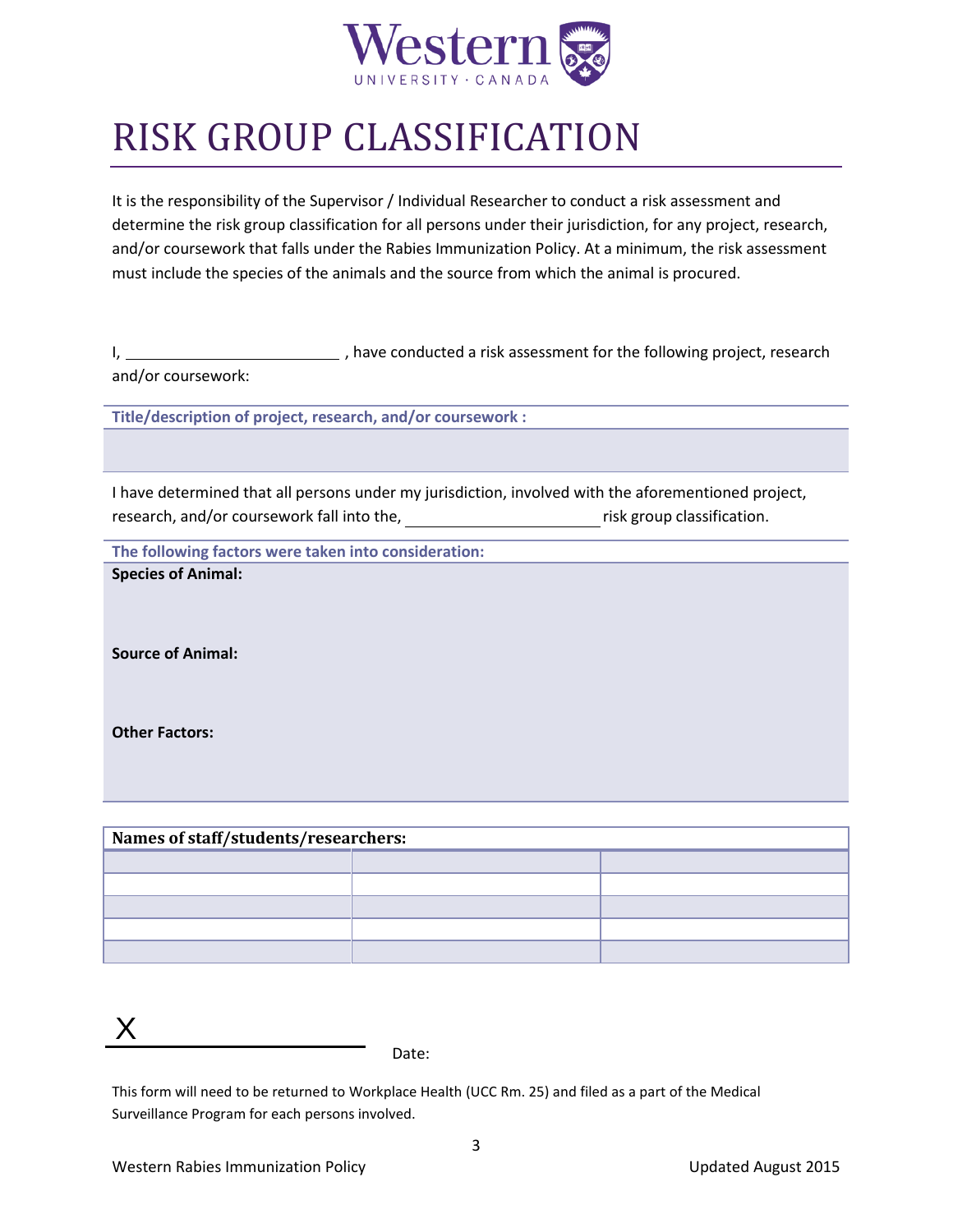# RISK GROUP CLASSIFICATION

It is the responsibility of the Supervisor / Individual Researcher to conduct a risk assessment and determine the risk group classification for all persons under their jurisdiction, for any project, research, and/or coursework that falls under the Rabies Immunization Policy. At a minimum, the risk assessment must include the species of the animals and the source from which the animal is procured.

I, \_\_\_\_\_\_\_\_\_\_\_\_\_\_\_\_\_\_\_\_\_\_\_\_\_\_ , have conducted a risk assessment for the following project, research and/or coursework:

**Title/description of project, research, and/or coursework :**

I have determined that all persons under my jurisdiction, involved with the aforementioned project, research, and/or coursework fall into the, \_\_\_\_\_\_\_\_\_\_\_\_\_\_\_\_\_\_\_\_\_\_\_\_ risk group classification.

**The following factors were taken into consideration:**

**Species of Animal:**

**Source of Animal:**

**Other Factors:**

| Names of staff/students/researchers: | | |
|---|---|---|
| | | |
| | | |
| | | |
| | | |
| | | |

X \_\_\_\_\_\_\_\_\_\_\_\_\_\_\_\_\_\_\_\_\_\_\_\_\_\_\_\_\_\_ Date:

This form will need to be returned to Workplace Health (UCC Rm. 25) and filed as a part of the Medical Surveillance Program for each persons involved.